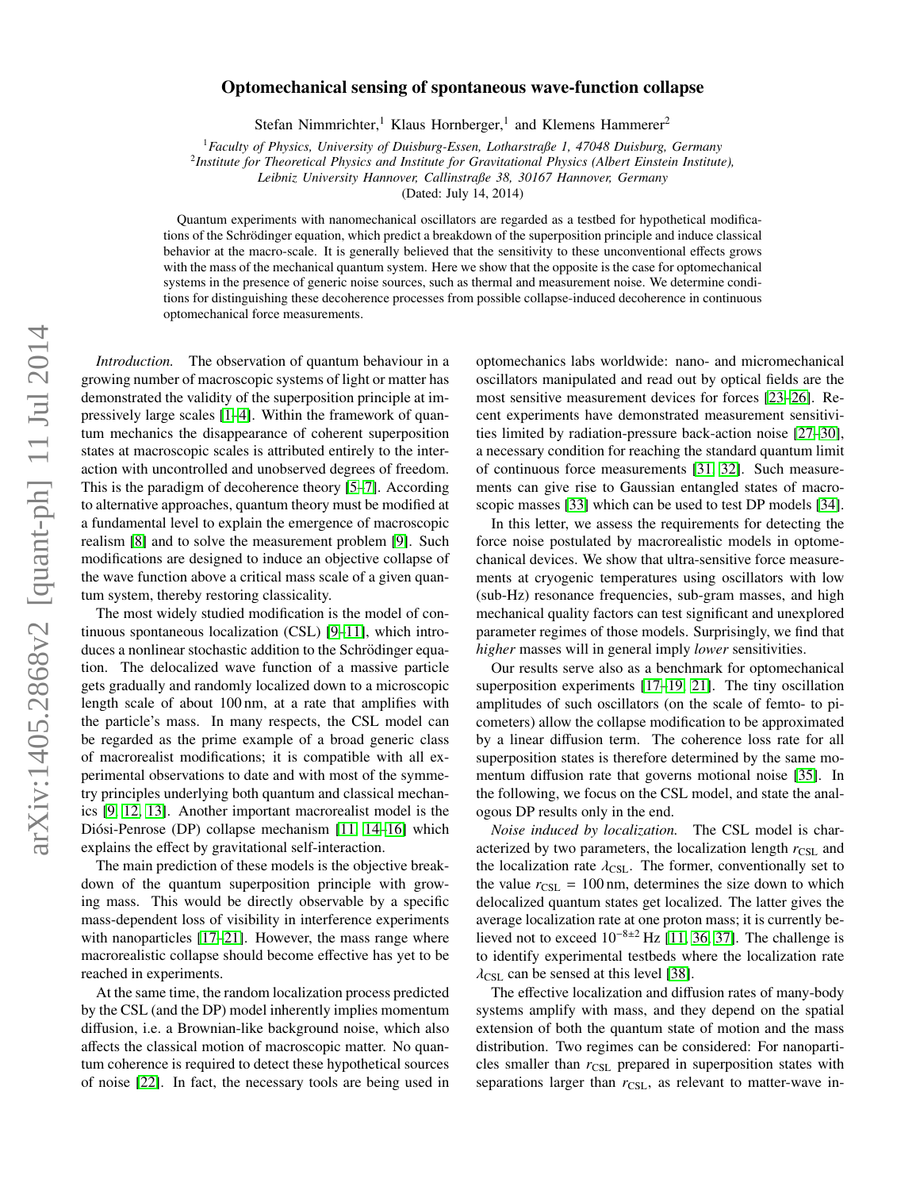# Optomechanical sensing of spontaneous wave-function collapse

Stefan Nimmrichter,[1] Klaus Hornberger,[1] and Klemens Hammerer[2]

[1]*Faculty of Physics, University of Duisburg-Essen, Lotharstraße 1, 47048 Duisburg, Germany*
[2]*Institute for Theoretical Physics and Institute for Gravitational Physics (Albert Einstein Institute), Leibniz University Hannover, Callinstraße 38, 30167 Hannover, Germany*

(Dated: July 14, 2014)

Quantum experiments with nanomechanical oscillators are regarded as a testbed for hypothetical modifications of the Schrödinger equation, which predict a breakdown of the superposition principle and induce classical behavior at the macro-scale. It is generally believed that the sensitivity to these unconventional effects grows with the mass of the mechanical quantum system. Here we show that the opposite is the case for optomechanical systems in the presence of generic noise sources, such as thermal and measurement noise. We determine conditions for distinguishing these decoherence processes from possible collapse-induced decoherence in continuous optomechanical force measurements.

*Introduction.* The observation of quantum behaviour in a growing number of macroscopic systems of light or matter has demonstrated the validity of the superposition principle at impressively large scales [1–4]. Within the framework of quantum mechanics the disappearance of coherent superposition states at macroscopic scales is attributed entirely to the interaction with uncontrolled and unobserved degrees of freedom. This is the paradigm of decoherence theory [5–7]. According to alternative approaches, quantum theory must be modified at a fundamental level to explain the emergence of macroscopic realism [8] and to solve the measurement problem [9]. Such modifications are designed to induce an objective collapse of the wave function above a critical mass scale of a given quantum system, thereby restoring classicality.

The most widely studied modification is the model of continuous spontaneous localization (CSL) [9–11], which introduces a nonlinear stochastic addition to the Schrödinger equation. The delocalized wave function of a massive particle gets gradually and randomly localized down to a microscopic length scale of about 100 nm, at a rate that amplifies with the particle's mass. In many respects, the CSL model can be regarded as the prime example of a broad generic class of macrorealist modifications; it is compatible with all experimental observations to date and with most of the symmetry principles underlying both quantum and classical mechanics [9, 12, 13]. Another important macrorealist model is the Diósi-Penrose (DP) collapse mechanism [11, 14–16] which explains the effect by gravitational self-interaction.

The main prediction of these models is the objective breakdown of the quantum superposition principle with growing mass. This would be directly observable by a specific mass-dependent loss of visibility in interference experiments with nanoparticles [17–21]. However, the mass range where macrorealistic collapse should become effective has yet to be reached in experiments.

At the same time, the random localization process predicted by the CSL (and the DP) model inherently implies momentum diffusion, i.e. a Brownian-like background noise, which also affects the classical motion of macroscopic matter. No quantum coherence is required to detect these hypothetical sources of noise [22]. In fact, the necessary tools are being used in optomechanics labs worldwide: nano- and micromechanical oscillators manipulated and read out by optical fields are the most sensitive measurement devices for forces [23–26]. Recent experiments have demonstrated measurement sensitivities limited by radiation-pressure back-action noise [27–30], a necessary condition for reaching the standard quantum limit of continuous force measurements [31, 32]. Such measurements can give rise to Gaussian entangled states of macroscopic masses [33] which can be used to test DP models [34].

In this letter, we assess the requirements for detecting the force noise postulated by macrorealistic models in optomechanical devices. We show that ultra-sensitive force measurements at cryogenic temperatures using oscillators with low (sub-Hz) resonance frequencies, sub-gram masses, and high mechanical quality factors can test significant and unexplored parameter regimes of those models. Surprisingly, we find that *higher* masses will in general imply *lower* sensitivities.

Our results serve also as a benchmark for optomechanical superposition experiments [17–19, 21]. The tiny oscillation amplitudes of such oscillators (on the scale of femto- to picometers) allow the collapse modification to be approximated by a linear diffusion term. The coherence loss rate for all superposition states is therefore determined by the same momentum diffusion rate that governs motional noise [35]. In the following, we focus on the CSL model, and state the analogous DP results only in the end.

*Noise induced by localization.* The CSL model is characterized by two parameters, the localization length $r_{\text{CSL}}$ and the localization rate $\lambda_{\text{CSL}}$. The former, conventionally set to the value $r_{\text{CSL}} = 100\,\text{nm}$, determines the size down to which delocalized quantum states get localized. The latter gives the average localization rate at one proton mass; it is currently believed not to exceed $10^{-8\pm2}$ Hz [11, 36, 37]. The challenge is to identify experimental testbeds where the localization rate $\lambda_{\text{CSL}}$ can be sensed at this level [38].

The effective localization and diffusion rates of many-body systems amplify with mass, and they depend on the spatial extension of both the quantum state of motion and the mass distribution. Two regimes can be considered: For nanoparticles smaller than $r_{\text{CSL}}$ prepared in superposition states with separations larger than $r_{\text{CSL}}$, as relevant to matter-wave in-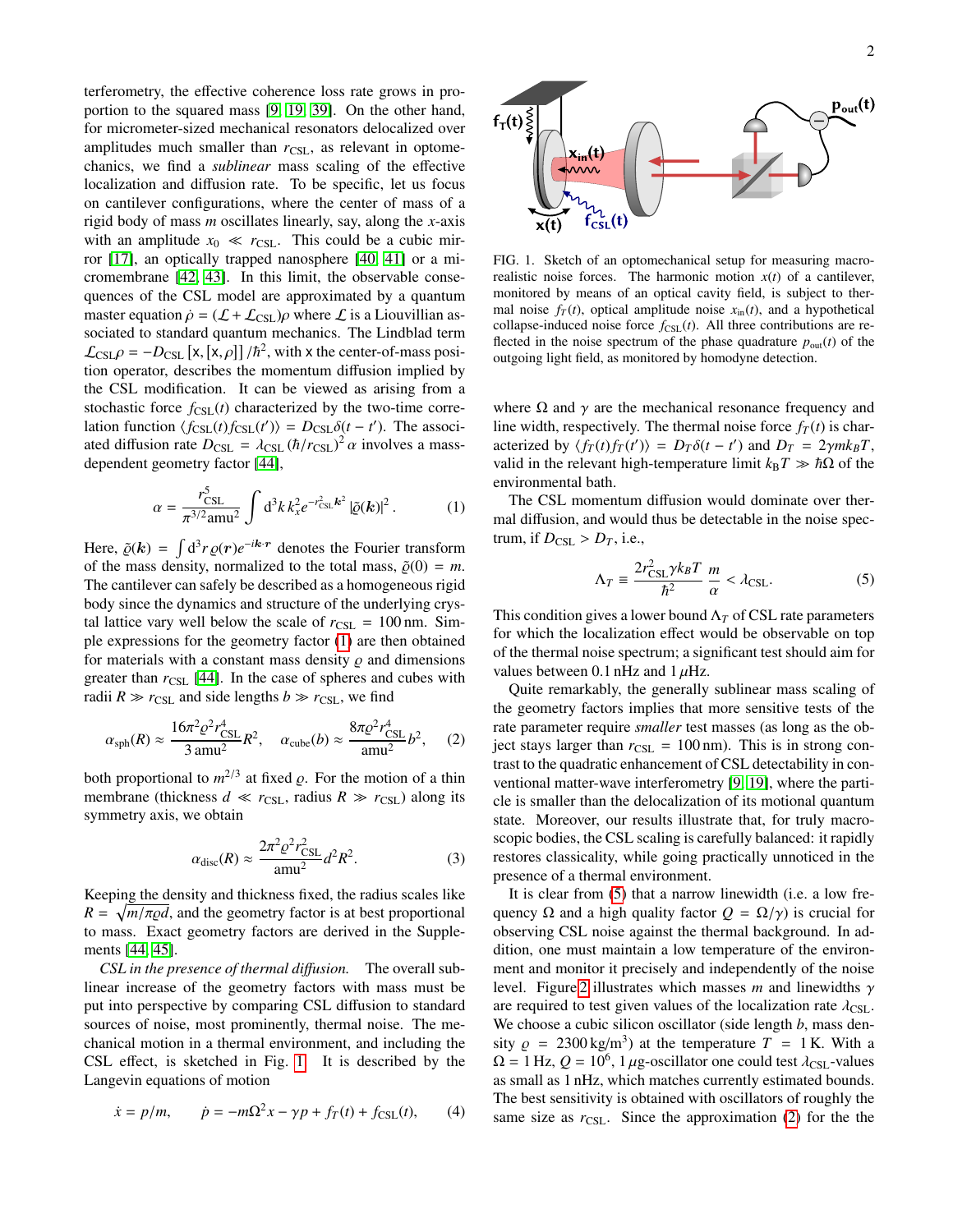terferometry, the effective coherence loss rate grows in proportion to the squared mass [9, 19, 39]. On the other hand, for micrometer-sized mechanical resonators delocalized over amplitudes much smaller than $r_{\rm CSL}$, as relevant in optomechanics, we find a *sublinear* mass scaling of the effective localization and diffusion rate. To be specific, let us focus on cantilever configurations, where the center of mass of a rigid body of mass $m$ oscillates linearly, say, along the $x$-axis with an amplitude $x_0 \ll r_{\rm CSL}$. This could be a cubic mirror [17], an optically trapped nanosphere [40, 41] or a micromembrane [42, 43]. In this limit, the observable consequences of the CSL model are approximated by a quantum master equation $\dot\rho = (\mathcal{L} + \mathcal{L}_{\rm CSL})\rho$ where $\mathcal{L}$ is a Liouvillian associated to standard quantum mechanics. The Lindblad term $\mathcal{L}_{\rm CSL}\rho = -D_{\rm CSL}\left[\mathsf{x}, [\mathsf{x}, \rho]\right]/\hbar^2$, with $\mathsf{x}$ the center-of-mass position operator, describes the momentum diffusion implied by the CSL modification. It can be viewed as arising from a stochastic force $f_{\rm CSL}(t)$ characterized by the two-time correlation function $\langle f_{\rm CSL}(t) f_{\rm CSL}(t')\rangle = D_{\rm CSL}\delta(t-t')$. The associated diffusion rate $D_{\rm CSL} = \lambda_{\rm CSL}\left(\hbar/r_{\rm CSL}\right)^2 \alpha$ involves a mass-dependent geometry factor [44],

$$\alpha = \frac{r_{\rm CSL}^5}{\pi^{3/2}\mathrm{amu}^2}\int \mathrm{d}^3k\, k_x^2 e^{-r_{\rm CSL}^2 \boldsymbol{k}^2}\left|\tilde\varrho(\boldsymbol{k})\right|^2. \qquad (1)$$

Here, $\tilde\varrho(\boldsymbol{k}) = \int \mathrm{d}^3 r\, \varrho(\boldsymbol{r}) e^{-i\boldsymbol{k}\cdot\boldsymbol{r}}$ denotes the Fourier transform of the mass density, normalized to the total mass, $\tilde\varrho(0) = m$. The cantilever can safely be described as a homogeneous rigid body since the dynamics and structure of the underlying crystal lattice vary well below the scale of $r_{\rm CSL} = 100\,\mathrm{nm}$. Simple expressions for the geometry factor (1) are then obtained for materials with a constant mass density $\varrho$ and dimensions greater than $r_{\rm CSL}$ [44]. In the case of spheres and cubes with radii $R \gg r_{\rm CSL}$ and side lengths $b \gg r_{\rm CSL}$, we find

$$\alpha_{\rm sph}(R) \approx \frac{16\pi^2\varrho^2 r_{\rm CSL}^4}{3\,\mathrm{amu}^2}R^2, \quad \alpha_{\rm cube}(b) \approx \frac{8\pi\varrho^2 r_{\rm CSL}^4}{\mathrm{amu}^2}b^2, \qquad (2)$$

both proportional to $m^{2/3}$ at fixed $\varrho$. For the motion of a thin membrane (thickness $d \ll r_{\rm CSL}$, radius $R \gg r_{\rm CSL}$) along its symmetry axis, we obtain

$$\alpha_{\rm disc}(R) \approx \frac{2\pi^2\varrho^2 r_{\rm CSL}^2}{\mathrm{amu}^2}d^2R^2. \qquad (3)$$

Keeping the density and thickness fixed, the radius scales like $R = \sqrt{m/\pi\varrho d}$, and the geometry factor is at best proportional to mass. Exact geometry factors are derived in the Supplements [44, 45].

*CSL in the presence of thermal diffusion.* The overall sublinear increase of the geometry factors with mass must be put into perspective by comparing CSL diffusion to standard sources of noise, most prominently, thermal noise. The mechanical motion in a thermal environment, and including the CSL effect, is sketched in Fig. 1. It is described by the Langevin equations of motion

$$\dot x = p/m, \qquad \dot p = -m\Omega^2 x - \gamma p + f_T(t) + f_{\rm CSL}(t), \qquad (4)$$

FIG. 1. Sketch of an optomechanical setup for measuring macrorealistic noise forces. The harmonic motion $x(t)$ of a cantilever, monitored by means of an optical cavity field, is subject to thermal noise $f_T(t)$, optical amplitude noise $x_{\rm in}(t)$, and a hypothetical collapse-induced noise force $f_{\rm CSL}(t)$. All three contributions are reflected in the noise spectrum of the phase quadrature $p_{\rm out}(t)$ of the outgoing light field, as monitored by homodyne detection.

where $\Omega$ and $\gamma$ are the mechanical resonance frequency and line width, respectively. The thermal noise force $f_T(t)$ is characterized by $\langle f_T(t) f_T(t')\rangle = D_T\delta(t-t')$ and $D_T = 2\gamma m k_B T$, valid in the relevant high-temperature limit $k_{\rm B}T \gg \hbar\Omega$ of the environmental bath.

The CSL momentum diffusion would dominate over thermal diffusion, and would thus be detectable in the noise spectrum, if $D_{\rm CSL} > D_T$, i.e.,

$$\Lambda_T \equiv \frac{2r_{\rm CSL}^2\gamma k_B T}{\hbar^2}\frac{m}{\alpha} < \lambda_{\rm CSL}. \qquad (5)$$

This condition gives a lower bound $\Lambda_T$ of CSL rate parameters for which the localization effect would be observable on top of the thermal noise spectrum; a significant test should aim for values between 0.1 nHz and $1\,\mu$Hz.

Quite remarkably, the generally sublinear mass scaling of the geometry factors implies that more sensitive tests of the rate parameter require *smaller* test masses (as long as the object stays larger than $r_{\rm CSL} = 100\,\mathrm{nm}$). This is in strong contrast to the quadratic enhancement of CSL detectability in conventional matter-wave interferometry [9, 19], where the particle is smaller than the delocalization of its motional quantum state. Moreover, our results illustrate that, for truly macroscopic bodies, the CSL scaling is carefully balanced: it rapidly restores classicality, while going practically unnoticed in the presence of a thermal environment.

It is clear from (5) that a narrow linewidth (i.e. a low frequency $\Omega$ and a high quality factor $Q = \Omega/\gamma$) is crucial for observing CSL noise against the thermal background. In addition, one must maintain a low temperature of the environment and monitor it precisely and independently of the noise level. Figure 2 illustrates which masses $m$ and linewidths $\gamma$ are required to test given values of the localization rate $\lambda_{\rm CSL}$. We choose a cubic silicon oscillator (side length $b$, mass density $\varrho = 2300\,\mathrm{kg/m^3}$) at the temperature $T = 1\,\mathrm{K}$. With a $\Omega = 1\,\mathrm{Hz}$, $Q = 10^6$, $1\,\mu$g-oscillator one could test $\lambda_{\rm CSL}$-values as small as 1 nHz, which matches currently estimated bounds. The best sensitivity is obtained with oscillators of roughly the same size as $r_{\rm CSL}$. Since the approximation (2) for the the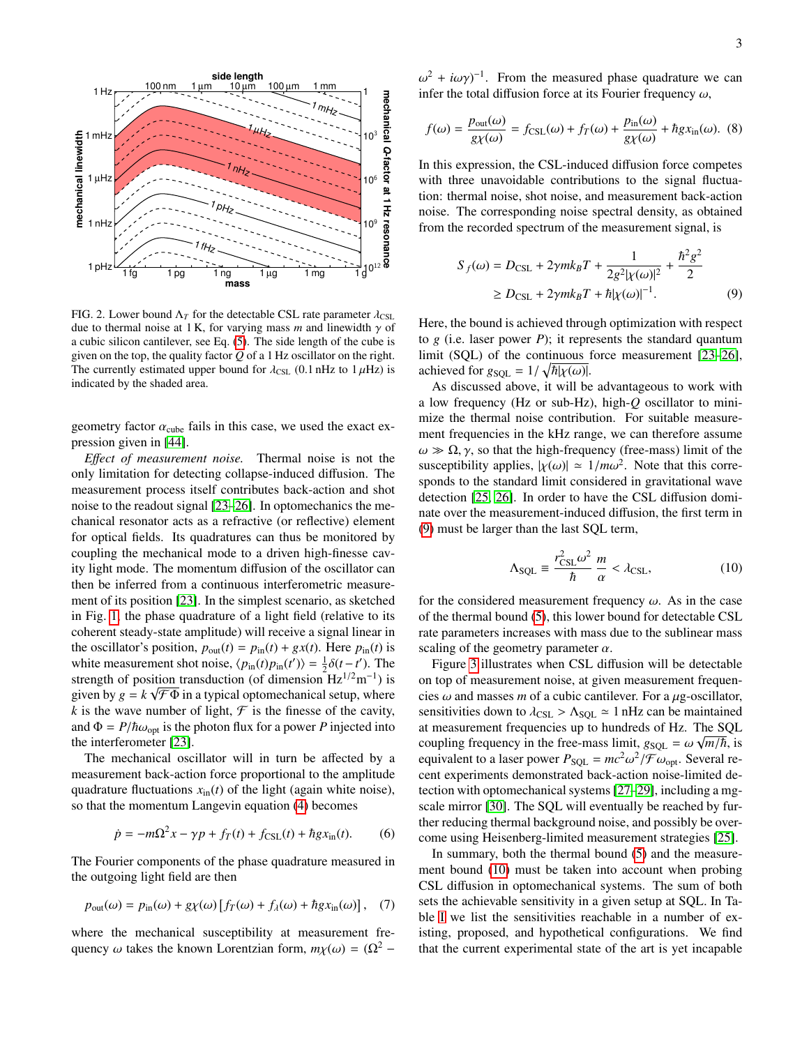FIG. 2. Lower bound $\Lambda_T$ for the detectable CSL rate parameter $\lambda_{\rm CSL}$ due to thermal noise at 1 K, for varying mass $m$ and linewidth $\gamma$ of a cubic silicon cantilever, see Eq. (5). The side length of the cube is given on the top, the quality factor $Q$ of a 1 Hz oscillator on the right. The currently estimated upper bound for $\lambda_{\rm CSL}$ (0.1 nHz to 1 $\mu$Hz) is indicated by the shaded area.

geometry factor $\alpha_{\rm cube}$ fails in this case, we used the exact expression given in [44].

*Effect of measurement noise.* Thermal noise is not the only limitation for detecting collapse-induced diffusion. The measurement process itself contributes back-action and shot noise to the readout signal [23–26]. In optomechanics the mechanical resonator acts as a refractive (or reflective) element for optical fields. Its quadratures can thus be monitored by coupling the mechanical mode to a driven high-finesse cavity light mode. The momentum diffusion of the oscillator can then be inferred from a continuous interferometric measurement of its position [23]. In the simplest scenario, as sketched in Fig. 1, the phase quadrature of a light field (relative to its coherent steady-state amplitude) will receive a signal linear in the oscillator's position, $p_{\rm out}(t) = p_{\rm in}(t) + gx(t)$. Here $p_{\rm in}(t)$ is white measurement shot noise, $\langle p_{\rm in}(t)p_{\rm in}(t')\rangle = \frac{1}{2}\delta(t-t')$. The strength of position transduction (of dimension $\text{Hz}^{1/2}\text{m}^{-1}$) is given by $g = k\sqrt{\mathcal{F}\Phi}$ in a typical optomechanical setup, where $k$ is the wave number of light, $\mathcal{F}$ is the finesse of the cavity, and $\Phi = P/\hbar\omega_{\rm opt}$ is the photon flux for a power $P$ injected into the interferometer [23].

The mechanical oscillator will in turn be affected by a measurement back-action force proportional to the amplitude quadrature fluctuations $x_{\rm in}(t)$ of the light (again white noise), so that the momentum Langevin equation (4) becomes

$$\dot{p} = -m\Omega^2 x - \gamma p + f_T(t) + f_{\rm CSL}(t) + \hbar g x_{\rm in}(t). \tag{6}$$

The Fourier components of the phase quadrature measured in the outgoing light field are then

$$p_{\rm out}(\omega) = p_{\rm in}(\omega) + g\chi(\omega)\left[f_T(\omega) + f_\lambda(\omega) + \hbar g x_{\rm in}(\omega)\right], \tag{7}$$

where the mechanical susceptibility at measurement frequency $\omega$ takes the known Lorentzian form, $m\chi(\omega) = (\Omega^2 - \omega^2 + i\omega\gamma)^{-1}$. From the measured phase quadrature we can infer the total diffusion force at its Fourier frequency $\omega$,

$$f(\omega) = \frac{p_{\rm out}(\omega)}{g\chi(\omega)} = f_{\rm CSL}(\omega) + f_T(\omega) + \frac{p_{\rm in}(\omega)}{g\chi(\omega)} + \hbar g x_{\rm in}(\omega). \tag{8}$$

In this expression, the CSL-induced diffusion force competes with three unavoidable contributions to the signal fluctuation: thermal noise, shot noise, and measurement back-action noise. The corresponding noise spectral density, as obtained from the recorded spectrum of the measurement signal, is

$$\begin{aligned} S_f(\omega) &= D_{\rm CSL} + 2\gamma m k_B T + \frac{1}{2g^2|\chi(\omega)|^2} + \frac{\hbar^2 g^2}{2} \\ &\geq D_{\rm CSL} + 2\gamma m k_B T + \hbar|\chi(\omega)|^{-1}. \end{aligned} \tag{9}$$

Here, the bound is achieved through optimization with respect to $g$ (i.e. laser power $P$); it represents the standard quantum limit (SQL) of the continuous force measurement [23–26], achieved for $g_{\rm SQL} = 1/\sqrt{\hbar|\chi(\omega)|}$.

As discussed above, it will be advantageous to work with a low frequency (Hz or sub-Hz), high-$Q$ oscillator to minimize the thermal noise contribution. For suitable measurement frequencies in the kHz range, we can therefore assume $\omega \gg \Omega, \gamma$, so that the high-frequency (free-mass) limit of the susceptibility applies, $|\chi(\omega)| \simeq 1/m\omega^2$. Note that this corresponds to the standard limit considered in gravitational wave detection [25, 26]. In order to have the CSL diffusion dominate over the measurement-induced diffusion, the first term in (9) must be larger than the last SQL term,

$$\Lambda_{\rm SQL} \equiv \frac{r_{\rm CSL}^2\omega^2}{\hbar}\frac{m}{\alpha} < \lambda_{\rm CSL}, \tag{10}$$

for the considered measurement frequency $\omega$. As in the case of the thermal bound (5), this lower bound for detectable CSL rate parameters increases with mass due to the sublinear mass scaling of the geometry parameter $\alpha$.

Figure 3 illustrates when CSL diffusion will be detectable on top of measurement noise, at given measurement frequencies $\omega$ and masses $m$ of a cubic cantilever. For a $\mu$g-oscillator, sensitivities down to $\lambda_{\rm CSL} > \Lambda_{\rm SQL} \simeq 1$ nHz can be maintained at measurement frequencies up to hundreds of Hz. The SQL coupling frequency in the free-mass limit, $g_{\rm SQL} = \omega\sqrt{m/\hbar}$, is equivalent to a laser power $P_{\rm SQL} = mc^2\omega^2/\mathcal{F}\omega_{\rm opt}$. Several recent experiments demonstrated back-action noise-limited detection with optomechanical systems [27–29], including a mg-scale mirror [30]. The SQL will eventually be reached by further reducing thermal background noise, and possibly be overcome using Heisenberg-limited measurement strategies [25].

In summary, both the thermal bound (5) and the measurement bound (10) must be taken into account when probing CSL diffusion in optomechanical systems. The sum of both sets the achievable sensitivity in a given setup at SQL. In Table I we list the sensitivities reachable in a number of existing, proposed, and hypothetical configurations. We find that the current experimental state of the art is yet incapable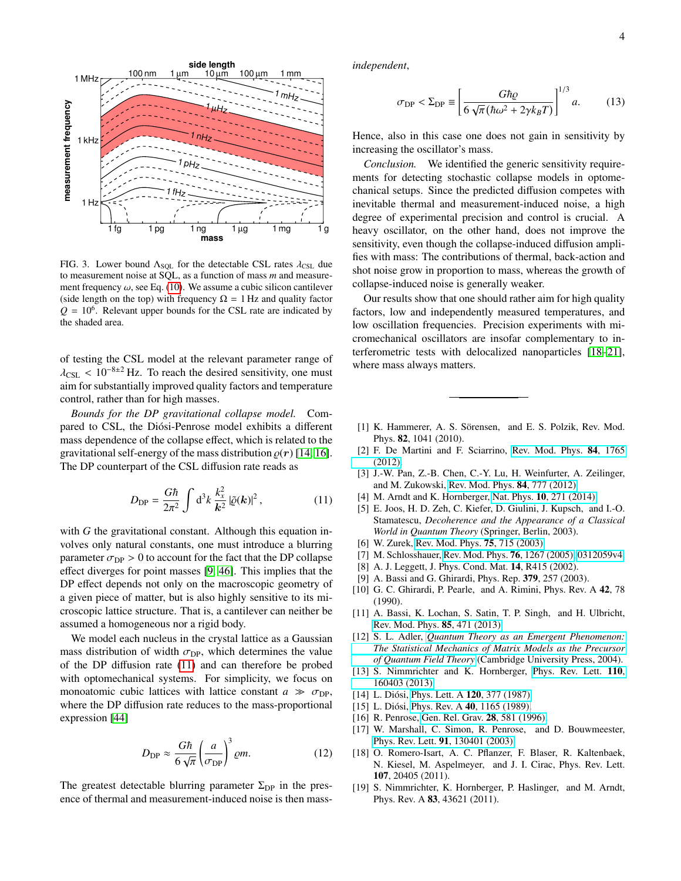FIG. 3. Lower bound $\Lambda_{\rm SQL}$ for the detectable CSL rates $\lambda_{\rm CSL}$ due to measurement noise at SQL, as a function of mass $m$ and measurement frequency $\omega$, see Eq. (10). We assume a cubic silicon cantilever (side length on the top) with frequency $\Omega = 1\,$Hz and quality factor $Q = 10^6$. Relevant upper bounds for the CSL rate are indicated by the shaded area.

of testing the CSL model at the relevant parameter range of $\lambda_{\rm CSL} < 10^{-8\pm2}\,$Hz. To reach the desired sensitivity, one must aim for substantially improved quality factors and temperature control, rather than for high masses.

*Bounds for the DP gravitational collapse model.* Compared to CSL, the Diósi-Penrose model exhibits a different mass dependence of the collapse effect, which is related to the gravitational self-energy of the mass distribution $\varrho(\boldsymbol{r})$ [14, 16]. The DP counterpart of the CSL diffusion rate reads as

$$D_{\rm DP} = \frac{G\hbar}{2\pi^2}\int {\rm d}^3k\, \frac{k_x^2}{\boldsymbol{k}^2}\,|\tilde{\varrho}(\boldsymbol{k})|^2\,, \qquad (11)$$

with $G$ the gravitational constant. Although this equation involves only natural constants, one must introduce a blurring parameter $\sigma_{\rm DP} > 0$ to account for the fact that the DP collapse effect diverges for point masses [9, 46]. This implies that the DP effect depends not only on the macroscopic geometry of a given piece of matter, but is also highly sensitive to its microscopic lattice structure. That is, a cantilever can neither be assumed a homogeneous nor a rigid body.

We model each nucleus in the crystal lattice as a Gaussian mass distribution of width $\sigma_{\rm DP}$, which determines the value of the DP diffusion rate (11) and can therefore be probed with optomechanical systems. For simplicity, we focus on monoatomic cubic lattices with lattice constant $a \gg \sigma_{\rm DP}$, where the DP diffusion rate reduces to the mass-proportional expression [44]

$$D_{\rm DP} \approx \frac{G\hbar}{6\sqrt{\pi}}\left(\frac{a}{\sigma_{\rm DP}}\right)^3 \varrho m. \qquad (12)$$

The greatest detectable blurring parameter $\Sigma_{\rm DP}$ in the presence of thermal and measurement-induced noise is then mass-independent,

$$\sigma_{\rm DP} < \Sigma_{\rm DP} \equiv \left[\frac{G\hbar\varrho}{6\sqrt{\pi}\,(\hbar\omega^2 + 2\gamma k_B T)}\right]^{1/3} a. \qquad (13)$$

Hence, also in this case one does not gain in sensitivity by increasing the oscillator's mass.

*Conclusion.* We identified the generic sensitivity requirements for detecting stochastic collapse models in optomechanical setups. Since the predicted diffusion competes with inevitable thermal and measurement-induced noise, a high degree of experimental precision and control is crucial. A heavy oscillator, on the other hand, does not improve the sensitivity, even though the collapse-induced diffusion amplifies with mass: The contributions of thermal, back-action and shot noise grow in proportion to mass, whereas the growth of collapse-induced noise is generally weaker.

Our results show that one should rather aim for high quality factors, low and independently measured temperatures, and low oscillation frequencies. Precision experiments with micromechanical oscillators are insofar complementary to interferometric tests with delocalized nanoparticles [18–21], where mass always matters.

---

[1] K. Hammerer, A. S. Sörensen, and E. S. Polzik, Rev. Mod. Phys. **82**, 1041 (2010).
[2] F. De Martini and F. Sciarrino, Rev. Mod. Phys. **84**, 1765 (2012).
[3] J.-W. Pan, Z.-B. Chen, C.-Y. Lu, H. Weinfurter, A. Zeilinger, and M. Zukowski, Rev. Mod. Phys. **84**, 777 (2012).
[4] M. Arndt and K. Hornberger, Nat. Phys. **10**, 271 (2014).
[5] E. Joos, H. D. Zeh, C. Kiefer, D. Giulini, J. Kupsch, and I.-O. Stamatescu, *Decoherence and the Appearance of a Classical World in Quantum Theory* (Springer, Berlin, 2003).
[6] W. Zurek, Rev. Mod. Phys. **75**, 715 (2003).
[7] M. Schlosshauer, Rev. Mod. Phys. **76**, 1267 (2005), 0312059v4.
[8] A. J. Leggett, J. Phys. Cond. Mat. **14**, R415 (2002).
[9] A. Bassi and G. Ghirardi, Phys. Rep. **379**, 257 (2003).
[10] G. C. Ghirardi, P. Pearle, and A. Rimini, Phys. Rev. A **42**, 78 (1990).
[11] A. Bassi, K. Lochan, S. Satin, T. P. Singh, and H. Ulbricht, Rev. Mod. Phys. **85**, 471 (2013).
[12] S. L. Adler, *Quantum Theory as an Emergent Phenomenon: The Statistical Mechanics of Matrix Models as the Precursor of Quantum Field Theory* (Cambridge University Press, 2004).
[13] S. Nimmrichter and K. Hornberger, Phys. Rev. Lett. **110**, 160403 (2013).
[14] L. Diósi, Phys. Lett. A **120**, 377 (1987).
[15] L. Diósi, Phys. Rev. A **40**, 1165 (1989).
[16] R. Penrose, Gen. Rel. Grav. **28**, 581 (1996).
[17] W. Marshall, C. Simon, R. Penrose, and D. Bouwmeester, Phys. Rev. Lett. **91**, 130401 (2003).
[18] O. Romero-Isart, A. C. Pflanzer, F. Blaser, R. Kaltenbaek, N. Kiesel, M. Aspelmeyer, and J. I. Cirac, Phys. Rev. Lett. **107**, 20405 (2011).
[19] S. Nimmrichter, K. Hornberger, P. Haslinger, and M. Arndt, Phys. Rev. A **83**, 43621 (2011).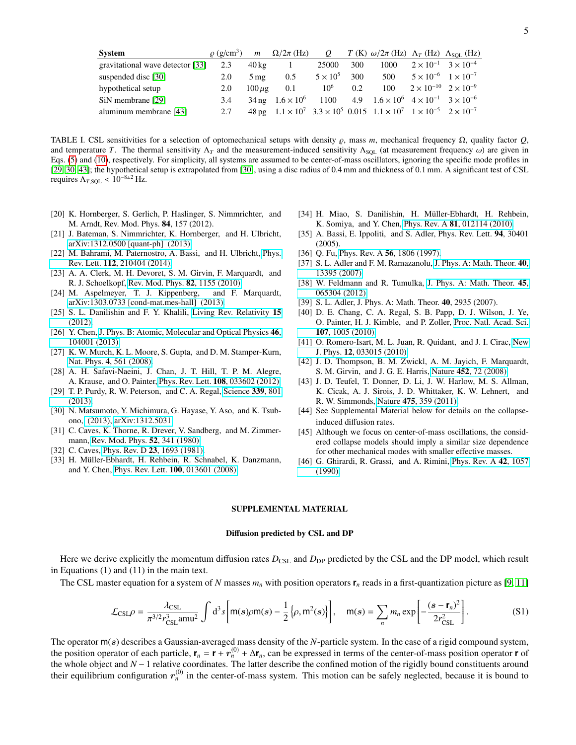| System | $\varrho$ (g/cm$^3$) | $m$ | $\Omega/2\pi$ (Hz) | $Q$ | $T$ (K) | $\omega/2\pi$ (Hz) | $\Lambda_T$ (Hz) | $\Lambda_{\mathrm{SQL}}$ (Hz) |
|---|---|---|---|---|---|---|---|---|
| gravitational wave detector [33] | 2.3 | 40 kg | 1 | 25000 | 300 | 1000 | $2\times10^{-1}$ | $3\times10^{-4}$ |
| suspended disc [30] | 2.0 | 5 mg | 0.5 | $5\times10^{5}$ | 300 | 500 | $5\times10^{-6}$ | $1\times10^{-7}$ |
| hypothetical setup | 2.0 | 100 $\mu$g | 0.1 | $10^{6}$ | 0.2 | 100 | $2\times10^{-10}$ | $2\times10^{-9}$ |
| SiN membrane [29] | 3.4 | 34 ng | $1.6\times10^{6}$ | 1100 | 4.9 | $1.6\times10^{6}$ | $4\times10^{-1}$ | $3\times10^{-6}$ |
| aluminum membrane [43] | 2.7 | 48 pg | $1.1\times10^{7}$ | $3.3\times10^{5}$ | 0.015 | $1.1\times10^{7}$ | $1\times10^{-5}$ | $2\times10^{-7}$ |

TABLE I. CSL sensitivities for a selection of optomechanical setups with density $\varrho$, mass $m$, mechanical frequency $\Omega$, quality factor $Q$, and temperature $T$. The thermal sensitivity $\Lambda_T$ and the measurement-induced sensitivity $\Lambda_{\mathrm{SQL}}$ (at measurement frequency $\omega$) are given in Eqs. (5) and (10), respectively. For simplicity, all systems are assumed to be center-of-mass oscillators, ignoring the specific mode profiles in [29, 30, 43]; the hypothetical setup is extrapolated from [30], using a disc radius of 0.4 mm and thickness of 0.1 mm. A significant test of CSL requires $\Lambda_{T,\mathrm{SQL}} < 10^{-8\pm2}$ Hz.

[20] K. Hornberger, S. Gerlich, P. Haslinger, S. Nimmrichter, and M. Arndt, Rev. Mod. Phys. **84**, 157 (2012).
[21] J. Bateman, S. Nimmrichter, K. Hornberger, and H. Ulbricht, arXiv:1312.0500 [quant-ph] (2013).
[22] M. Bahrami, M. Paternostro, A. Bassi, and H. Ulbricht, Phys. Rev. Lett. **112**, 210404 (2014).
[23] A. A. Clerk, M. H. Devoret, S. M. Girvin, F. Marquardt, and R. J. Schoelkopf, Rev. Mod. Phys. **82**, 1155 (2010).
[24] M. Aspelmeyer, T. J. Kippenberg, and F. Marquardt, arXiv:1303.0733 [cond-mat.mes-hall] (2013).
[25] S. L. Danilishin and F. Y. Khalili, Living Rev. Relativity **15** (2012).
[26] Y. Chen, J. Phys. B: Atomic, Molecular and Optical Physics **46**, 104001 (2013).
[27] K. W. Murch, K. L. Moore, S. Gupta, and D. M. Stamper-Kurn, Nat. Phys. **4**, 561 (2008).
[28] A. H. Safavi-Naeini, J. Chan, J. T. Hill, T. P. M. Alegre, A. Krause, and O. Painter, Phys. Rev. Lett. **108**, 033602 (2012).
[29] T. P. Purdy, R. W. Peterson, and C. A. Regal, Science **339**, 801 (2013).
[30] N. Matsumoto, Y. Michimura, G. Hayase, Y. Aso, and K. Tsubono, (2013), arXiv:1312.5031.
[31] C. Caves, K. Thorne, R. Drever, V. Sandberg, and M. Zimmermann, Rev. Mod. Phys. **52**, 341 (1980).
[32] C. Caves, Phys. Rev. D **23**, 1693 (1981).
[33] H. Müller-Ebhardt, H. Rehbein, R. Schnabel, K. Danzmann, and Y. Chen, Phys. Rev. Lett. **100**, 013601 (2008).
[34] H. Miao, S. Danilishin, H. Müller-Ebhardt, H. Rehbein, K. Somiya, and Y. Chen, Phys. Rev. A **81**, 012114 (2010).
[35] A. Bassi, E. Ippoliti, and S. Adler, Phys. Rev. Lett. **94**, 30401 (2005).
[36] Q. Fu, Phys. Rev. A **56**, 1806 (1997).
[37] S. L. Adler and F. M. Ramazanolu, J. Phys. A: Math. Theor. **40**, 13395 (2007).
[38] W. Feldmann and R. Tumulka, J. Phys. A: Math. Theor. **45**, 065304 (2012).
[39] S. L. Adler, J. Phys. A: Math. Theor. **40**, 2935 (2007).
[40] D. E. Chang, C. A. Regal, S. B. Papp, D. J. Wilson, J. Ye, O. Painter, H. J. Kimble, and P. Zoller, Proc. Natl. Acad. Sci. **107**, 1005 (2010).
[41] O. Romero-Isart, M. L. Juan, R. Quidant, and J. I. Cirac, New J. Phys. **12**, 033015 (2010).
[42] J. D. Thompson, B. M. Zwickl, A. M. Jayich, F. Marquardt, S. M. Girvin, and J. G. E. Harris, Nature **452**, 72 (2008).
[43] J. D. Teufel, T. Donner, D. Li, J. W. Harlow, M. S. Allman, K. Cicak, A. J. Sirois, J. D. Whittaker, K. W. Lehnert, and R. W. Simmonds, Nature **475**, 359 (2011).
[44] See Supplemental Material below for details on the collapse-induced diffusion rates.
[45] Although we focus on center-of-mass oscillations, the considered collapse models should imply a similar size dependence for other mechanical modes with smaller effective masses.
[46] G. Ghirardi, R. Grassi, and A. Rimini, Phys. Rev. A **42**, 1057 (1990).

## SUPPLEMENTAL MATERIAL

### Diffusion predicted by CSL and DP

Here we derive explicitly the momentum diffusion rates $D_{\mathrm{CSL}}$ and $D_{\mathrm{DP}}$ predicted by the CSL and the DP model, which result in Equations (1) and (11) in the main text.

The CSL master equation for a system of $N$ masses $m_n$ with position operators $\mathbf{r}_n$ reads in a first-quantization picture as [9, 11]

$$\mathcal{L}_{\mathrm{CSL}}\rho = \frac{\lambda_{\mathrm{CSL}}}{\pi^{3/2} r_{\mathrm{CSL}}^3 \mathrm{amu}^2} \int \mathrm{d}^3 s \left[ \mathsf{m}(\boldsymbol{s})\rho\mathsf{m}(\boldsymbol{s}) - \frac{1}{2}\left\{\rho, \mathsf{m}^2(\boldsymbol{s})\right\} \right], \quad \mathsf{m}(\boldsymbol{s}) = \sum_n m_n \exp\left[ -\frac{(\boldsymbol{s}-\mathbf{r}_n)^2}{2r_{\mathrm{CSL}}^2} \right]. \tag{S1}$$

The operator $\mathsf{m}(\boldsymbol{s})$ describes a Gaussian-averaged mass density of the $N$-particle system. In the case of a rigid compound system, the position operator of each particle, $\mathbf{r}_n = \mathbf{r} + r_n^{(0)} + \Delta\mathbf{r}_n$, can be expressed in terms of the center-of-mass position operator $\mathbf{r}$ of the whole object and $N-1$ relative coordinates. The latter describe the confined motion of the rigidly bound constituents around their equilibrium configuration $r_n^{(0)}$ in the center-of-mass system. This motion can be safely neglected, because it is bound to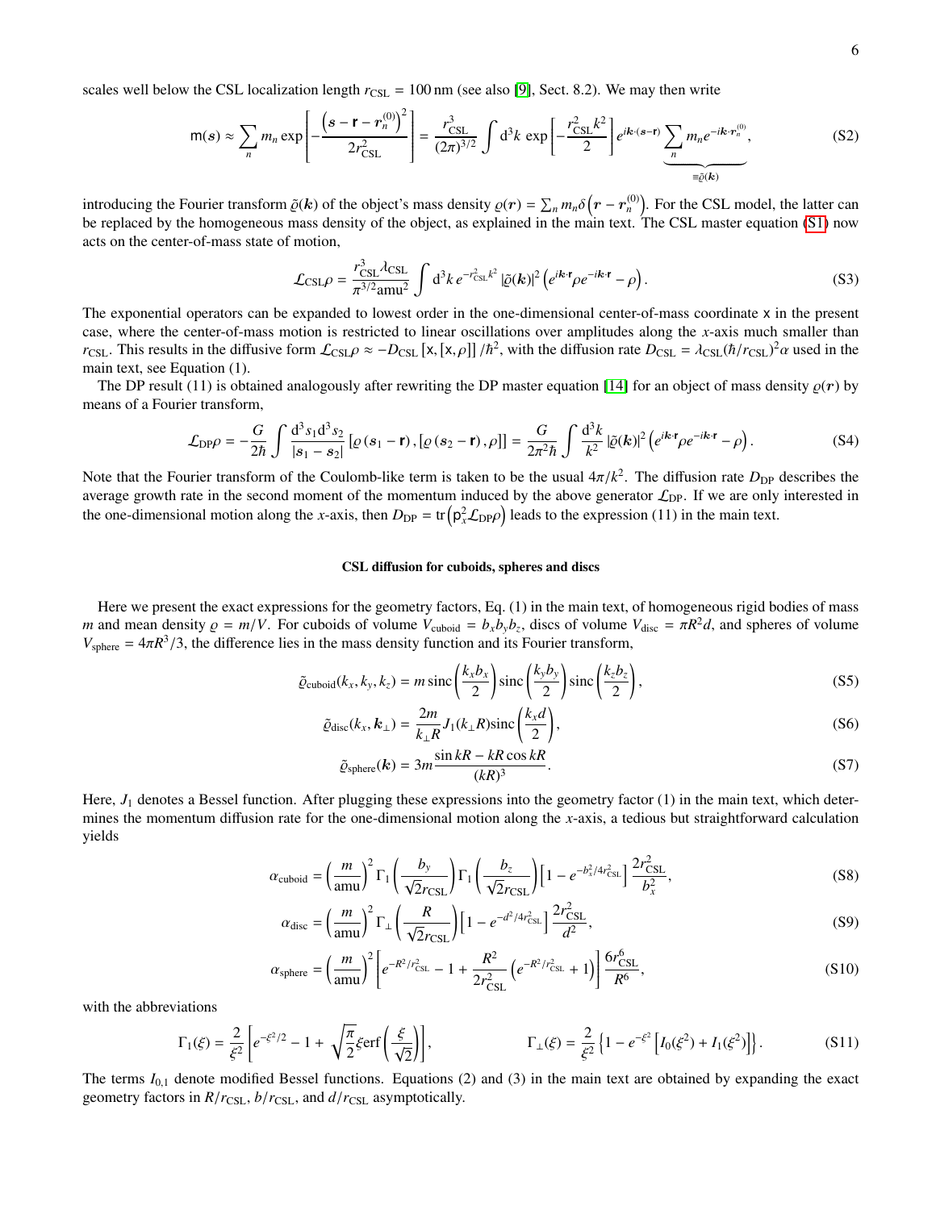scales well below the CSL localization length $r_{\rm CSL} = 100\,$nm (see also [9], Sect. 8.2). We may then write

$$\mathsf{m}(\boldsymbol{s}) \approx \sum_n m_n \exp\left[-\frac{\left(\boldsymbol{s} - \mathbf{r} - \boldsymbol{r}_n^{(0)}\right)^2}{2r_{\rm CSL}^2}\right] = \frac{r_{\rm CSL}^3}{(2\pi)^{3/2}} \int \mathrm{d}^3 k \, \exp\left[-\frac{r_{\rm CSL}^2 k^2}{2}\right] e^{i\boldsymbol{k}\cdot(\boldsymbol{s}-\mathbf{r})} \underbrace{\sum_n m_n e^{-i\boldsymbol{k}\cdot\boldsymbol{r}_n^{(0)}}}_{\equiv \tilde{\varrho}(\boldsymbol{k})}, \tag{S2}$$

introducing the Fourier transform $\tilde{\varrho}(\boldsymbol{k})$ of the object's mass density $\varrho(\boldsymbol{r}) = \sum_n m_n \delta\left(\boldsymbol{r} - \boldsymbol{r}_n^{(0)}\right)$. For the CSL model, the latter can be replaced by the homogeneous mass density of the object, as explained in the main text. The CSL master equation (S1) now acts on the center-of-mass state of motion,

$$\mathcal{L}_{\rm CSL}\rho = \frac{r_{\rm CSL}^3 \lambda_{\rm CSL}}{\pi^{3/2}\mathrm{amu}^2} \int \mathrm{d}^3 k \, e^{-r_{\rm CSL}^2 k^2} \left|\tilde{\varrho}(\boldsymbol{k})\right|^2 \left(e^{i\boldsymbol{k}\cdot\mathbf{r}}\rho e^{-i\boldsymbol{k}\cdot\mathbf{r}} - \rho\right). \tag{S3}$$

The exponential operators can be expanded to lowest order in the one-dimensional center-of-mass coordinate $\mathsf{x}$ in the present case, where the center-of-mass motion is restricted to linear oscillations over amplitudes along the $x$-axis much smaller than $r_{\rm CSL}$. This results in the diffusive form $\mathcal{L}_{\rm CSL}\rho \approx -D_{\rm CSL}\left[\mathsf{x},[\mathsf{x},\rho]\right]/\hbar^2$, with the diffusion rate $D_{\rm CSL} = \lambda_{\rm CSL}(\hbar/r_{\rm CSL})^2\alpha$ used in the main text, see Equation (1).

The DP result (11) is obtained analogously after rewriting the DP master equation [14] for an object of mass density $\varrho(\boldsymbol{r})$ by means of a Fourier transform,

$$\mathcal{L}_{\rm DP}\rho = -\frac{G}{2\hbar}\int \frac{\mathrm{d}^3 s_1 \mathrm{d}^3 s_2}{|\boldsymbol{s}_1 - \boldsymbol{s}_2|}\left[\varrho\left(\boldsymbol{s}_1 - \mathbf{r}\right), \left[\varrho\left(\boldsymbol{s}_2 - \mathbf{r}\right), \rho\right]\right] = \frac{G}{2\pi^2\hbar}\int \frac{\mathrm{d}^3 k}{k^2}\left|\tilde{\varrho}(\boldsymbol{k})\right|^2 \left(e^{i\boldsymbol{k}\cdot\mathbf{r}}\rho e^{-i\boldsymbol{k}\cdot\mathbf{r}} - \rho\right). \tag{S4}$$

Note that the Fourier transform of the Coulomb-like term is taken to be the usual $4\pi/k^2$. The diffusion rate $D_{\rm DP}$ describes the average growth rate in the second moment of the momentum induced by the above generator $\mathcal{L}_{\rm DP}$. If we are only interested in the one-dimensional motion along the $x$-axis, then $D_{\rm DP} = \mathrm{tr}\left(\mathsf{p}_x^2 \mathcal{L}_{\rm DP}\rho\right)$ leads to the expression (11) in the main text.

## CSL diffusion for cuboids, spheres and discs

Here we present the exact expressions for the geometry factors, Eq. (1) in the main text, of homogeneous rigid bodies of mass $m$ and mean density $\varrho = m/V$. For cuboids of volume $V_{\rm cuboid} = b_x b_y b_z$, discs of volume $V_{\rm disc} = \pi R^2 d$, and spheres of volume $V_{\rm sphere} = 4\pi R^3/3$, the difference lies in the mass density function and its Fourier transform,

$$\tilde{\varrho}_{\rm cuboid}(k_x,k_y,k_z) = m\,\mathrm{sinc}\left(\frac{k_x b_x}{2}\right)\mathrm{sinc}\left(\frac{k_y b_y}{2}\right)\mathrm{sinc}\left(\frac{k_z b_z}{2}\right), \tag{S5}$$

$$\tilde{\varrho}_{\rm disc}(k_x,\boldsymbol{k}_\perp) = \frac{2m}{k_\perp R} J_1(k_\perp R)\,\mathrm{sinc}\left(\frac{k_x d}{2}\right), \tag{S6}$$

$$\tilde{\varrho}_{\rm sphere}(\boldsymbol{k}) = 3m\frac{\sin kR - kR\cos kR}{(kR)^3}. \tag{S7}$$

Here, $J_1$ denotes a Bessel function. After plugging these expressions into the geometry factor (1) in the main text, which determines the momentum diffusion rate for the one-dimensional motion along the $x$-axis, a tedious but straightforward calculation yields

$$\alpha_{\rm cuboid} = \left(\frac{m}{\mathrm{amu}}\right)^2 \Gamma_1\left(\frac{b_y}{\sqrt{2}r_{\rm CSL}}\right)\Gamma_1\left(\frac{b_z}{\sqrt{2}r_{\rm CSL}}\right)\left[1 - e^{-b_x^2/4r_{\rm CSL}^2}\right]\frac{2r_{\rm CSL}^2}{b_x^2}, \tag{S8}$$

$$\alpha_{\rm disc} = \left(\frac{m}{\mathrm{amu}}\right)^2 \Gamma_\perp\left(\frac{R}{\sqrt{2}r_{\rm CSL}}\right)\left[1 - e^{-d^2/4r_{\rm CSL}^2}\right]\frac{2r_{\rm CSL}^2}{d^2}, \tag{S9}$$

$$\alpha_{\rm sphere} = \left(\frac{m}{\mathrm{amu}}\right)^2 \left[e^{-R^2/r_{\rm CSL}^2} - 1 + \frac{R^2}{2r_{\rm CSL}^2}\left(e^{-R^2/r_{\rm CSL}^2} + 1\right)\right]\frac{6r_{\rm CSL}^6}{R^6}, \tag{S10}$$

with the abbreviations

$$\Gamma_1(\xi) = \frac{2}{\xi^2}\left[e^{-\xi^2/2} - 1 + \sqrt{\frac{\pi}{2}}\xi\,\mathrm{erf}\left(\frac{\xi}{\sqrt{2}}\right)\right], \qquad \Gamma_\perp(\xi) = \frac{2}{\xi^2}\left\{1 - e^{-\xi^2}\left[I_0(\xi^2) + I_1(\xi^2)\right]\right\}. \tag{S11}$$

The terms $I_{0,1}$ denote modified Bessel functions. Equations (2) and (3) in the main text are obtained by expanding the exact geometry factors in $R/r_{\rm CSL}$, $b/r_{\rm CSL}$, and $d/r_{\rm CSL}$ asymptotically.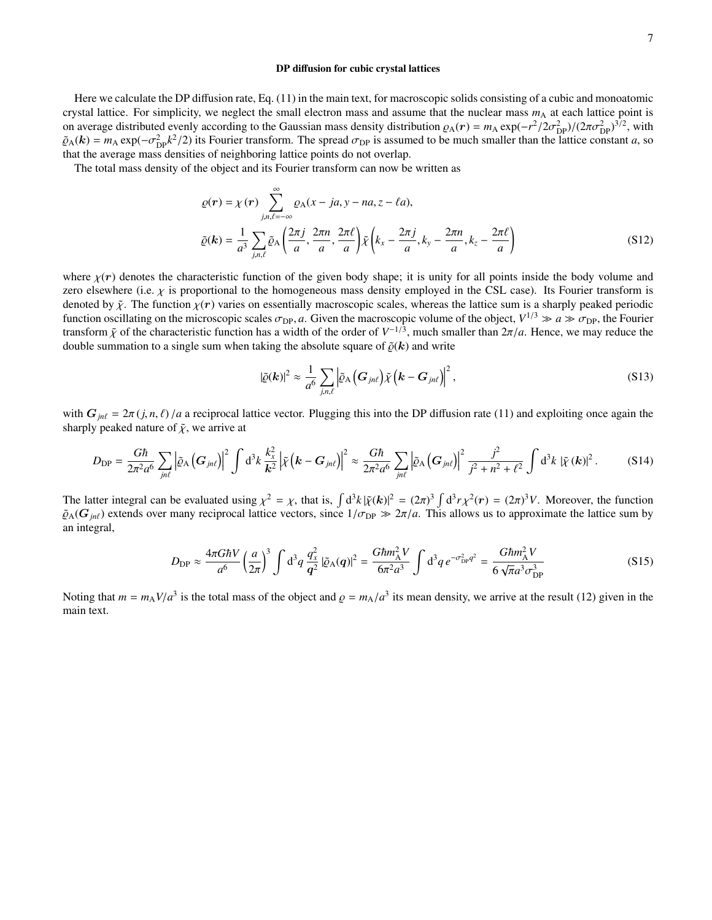### DP diffusion for cubic crystal lattices

Here we calculate the DP diffusion rate, Eq. (11) in the main text, for macroscopic solids consisting of a cubic and monoatomic crystal lattice. For simplicity, we neglect the small electron mass and assume that the nuclear mass $m_\mathrm{A}$ at each lattice point is on average distributed evenly according to the Gaussian mass density distribution $\varrho_\mathrm{A}(\boldsymbol{r}) = m_\mathrm{A} \exp(-r^2/2\sigma_\mathrm{DP}^2)/(2\pi\sigma_\mathrm{DP}^2)^{3/2}$, with $\tilde{\varrho}_\mathrm{A}(\boldsymbol{k}) = m_\mathrm{A} \exp(-\sigma_\mathrm{DP}^2 k^2/2)$ its Fourier transform. The spread $\sigma_\mathrm{DP}$ is assumed to be much smaller than the lattice constant $a$, so that the average mass densities of neighboring lattice points do not overlap.

The total mass density of the object and its Fourier transform can now be written as

$$
\begin{aligned}
\varrho(\boldsymbol{r}) &= \chi(\boldsymbol{r}) \sum_{j,n,\ell=-\infty}^{\infty} \varrho_\mathrm{A}(x - ja, y - na, z - \ell a), \\
\tilde{\varrho}(\boldsymbol{k}) &= \frac{1}{a^3} \sum_{j,n,\ell} \tilde{\varrho}_\mathrm{A}\left(\frac{2\pi j}{a}, \frac{2\pi n}{a}, \frac{2\pi \ell}{a}\right) \tilde{\chi}\left(k_x - \frac{2\pi j}{a}, k_y - \frac{2\pi n}{a}, k_z - \frac{2\pi \ell}{a}\right)
\end{aligned}
\tag{S12}
$$

where $\chi(\boldsymbol{r})$ denotes the characteristic function of the given body shape; it is unity for all points inside the body volume and zero elsewhere (i.e. $\chi$ is proportional to the homogeneous mass density employed in the CSL case). Its Fourier transform is denoted by $\tilde{\chi}$. The function $\chi(\boldsymbol{r})$ varies on essentially macroscopic scales, whereas the lattice sum is a sharply peaked periodic function oscillating on the microscopic scales $\sigma_\mathrm{DP}, a$. Given the macroscopic volume of the object, $V^{1/3} \gg a \gg \sigma_\mathrm{DP}$, the Fourier transform $\tilde{\chi}$ of the characteristic function has a width of the order of $V^{-1/3}$, much smaller than $2\pi/a$. Hence, we may reduce the double summation to a single sum when taking the absolute square of $\tilde{\varrho}(\boldsymbol{k})$ and write

$$
|\tilde{\varrho}(\boldsymbol{k})|^2 \approx \frac{1}{a^6} \sum_{j,n,\ell} \left| \tilde{\varrho}_\mathrm{A}\left(\boldsymbol{G}_{jn\ell}\right) \tilde{\chi}\left(\boldsymbol{k} - \boldsymbol{G}_{jn\ell}\right) \right|^2,
\tag{S13}
$$

with $\boldsymbol{G}_{jn\ell} = 2\pi (j, n, \ell)/a$ a reciprocal lattice vector. Plugging this into the DP diffusion rate (11) and exploiting once again the sharply peaked nature of $\tilde{\chi}$, we arrive at

$$
D_\mathrm{DP} = \frac{G\hbar}{2\pi^2 a^6} \sum_{jn\ell} \left| \tilde{\varrho}_\mathrm{A}\left(\boldsymbol{G}_{jn\ell}\right) \right|^2 \int \mathrm{d}^3 k \, \frac{k_x^2}{\boldsymbol{k}^2} \left| \tilde{\chi}\left(\boldsymbol{k} - \boldsymbol{G}_{jn\ell}\right) \right|^2 \approx \frac{G\hbar}{2\pi^2 a^6} \sum_{jn\ell} \left| \tilde{\varrho}_\mathrm{A}\left(\boldsymbol{G}_{jn\ell}\right) \right|^2 \frac{j^2}{j^2 + n^2 + \ell^2} \int \mathrm{d}^3 k \, |\tilde{\chi}(\boldsymbol{k})|^2 .
\tag{S14}
$$

The latter integral can be evaluated using $\chi^2 = \chi$, that is, $\int \mathrm{d}^3 k \, |\tilde{\chi}(\boldsymbol{k})|^2 = (2\pi)^3 \int \mathrm{d}^3 r \, \chi^2(\boldsymbol{r}) = (2\pi)^3 V$. Moreover, the function $\tilde{\varrho}_\mathrm{A}(\boldsymbol{G}_{jn\ell})$ extends over many reciprocal lattice vectors, since $1/\sigma_\mathrm{DP} \gg 2\pi/a$. This allows us to approximate the lattice sum by an integral,

$$
D_\mathrm{DP} \approx \frac{4\pi G\hbar V}{a^6} \left(\frac{a}{2\pi}\right)^3 \int \mathrm{d}^3 q \, \frac{q_x^2}{\boldsymbol{q}^2} \, |\tilde{\varrho}_\mathrm{A}(\boldsymbol{q})|^2 = \frac{G\hbar m_\mathrm{A}^2 V}{6\pi^2 a^3} \int \mathrm{d}^3 q \, e^{-\sigma_\mathrm{DP}^2 q^2} = \frac{G\hbar m_\mathrm{A}^2 V}{6\sqrt{\pi} a^3 \sigma_\mathrm{DP}^3}
\tag{S15}
$$

Noting that $m = m_\mathrm{A} V/a^3$ is the total mass of the object and $\varrho = m_\mathrm{A}/a^3$ its mean density, we arrive at the result (12) given in the main text.